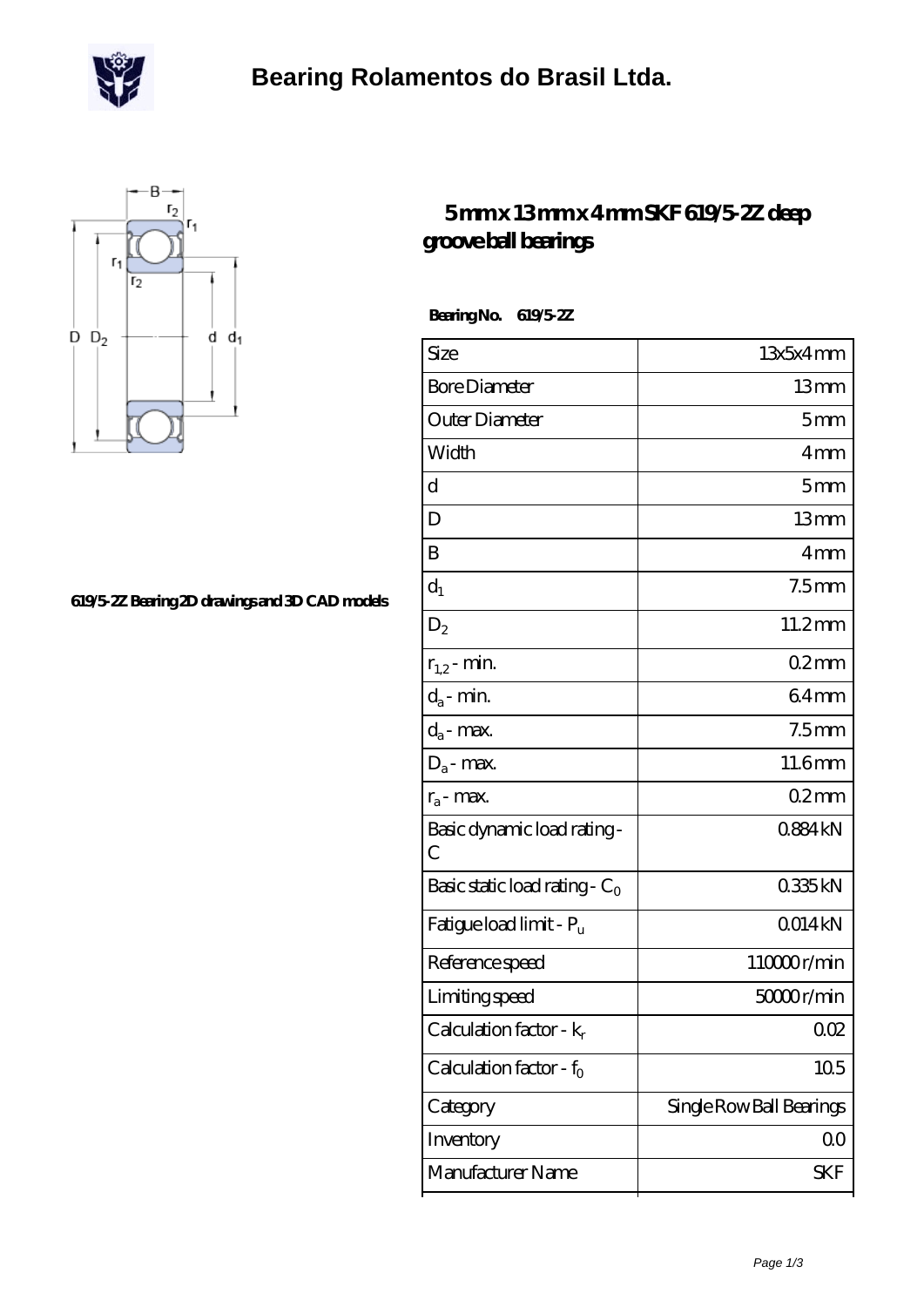# Bearing Rolamentos do Brasil Ltda.

619/5-2Z Bearing 2D drawings and 3D CAD models

## 5 mm x 13 mm x 4 mm SKF 619/5-2Z deep groove ball bearings

**Bearing No. 619/5-2Z**

| | |
|---|---|
| Size | 13x5x4 mm |
| Bore Diameter | 13 mm |
| Outer Diameter | 5 mm |
| Width | 4 mm |
| d | 5 mm |
| D | 13 mm |
| B | 4 mm |
| $d_1$ | 7.5 mm |
| $D_2$ | 11.2 mm |
| $r_{1,2}$ - min. | 0.2 mm |
| $d_a$ - min. | 6.4 mm |
| $d_a$ - max. | 7.5 mm |
| $D_a$ - max. | 11.6 mm |
| $r_a$ - max. | 0.2 mm |
| Basic dynamic load rating - C | 0.884 kN |
| Basic static load rating - $C_0$ | 0.335 kN |
| Fatigue load limit - $P_u$ | 0.014 kN |
| Reference speed | 110000 r/min |
| Limiting speed | 50000 r/min |
| Calculation factor - $k_r$ | 0.02 |
| Calculation factor - $f_0$ | 10.5 |
| Category | Single Row Ball Bearings |
| Inventory | 0.0 |
| Manufacturer Name | SKF |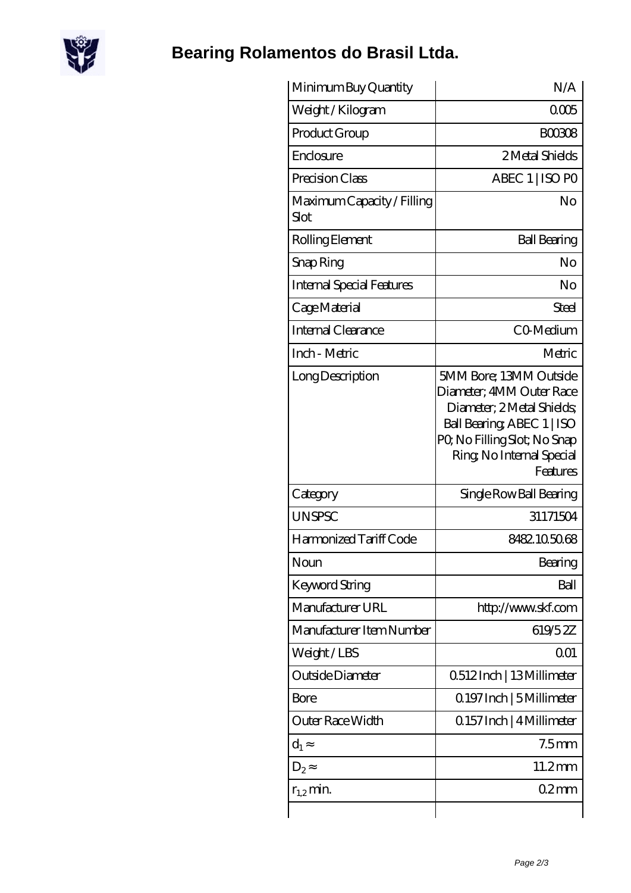# Bearing Rolamentos do Brasil Ltda.

| | |
|---|---|
| Minimum Buy Quantity | N/A |
| Weight / Kilogram | 0.005 |
| Product Group | B00308 |
| Enclosure | 2 Metal Shields |
| Precision Class | ABEC 1 \| ISO P0 |
| Maximum Capacity / Filling Slot | No |
| Rolling Element | Ball Bearing |
| Snap Ring | No |
| Internal Special Features | No |
| Cage Material | Steel |
| Internal Clearance | C0-Medium |
| Inch - Metric | Metric |
| Long Description | 5MM Bore; 13MM Outside Diameter; 4MM Outer Race Diameter; 2 Metal Shields; Ball Bearing; ABEC 1 \| ISO P0; No Filling Slot; No Snap Ring; No Internal Special Features |
| Category | Single Row Ball Bearing |
| UNSPSC | 31171504 |
| Harmonized Tariff Code | 8482.10.50.68 |
| Noun | Bearing |
| Keyword String | Ball |
| Manufacturer URL | http://www.skf.com |
| Manufacturer Item Number | 619/5 2Z |
| Weight / LBS | 0.01 |
| Outside Diameter | 0.512 Inch \| 13 Millimeter |
| Bore | 0.197 Inch \| 5 Millimeter |
| Outer Race Width | 0.157 Inch \| 4 Millimeter |
| $d_1 \approx$ | 7.5 mm |
| $D_2 \approx$ | 11.2 mm |
| $r_{1,2}$ min. | 0.2 mm |
| | |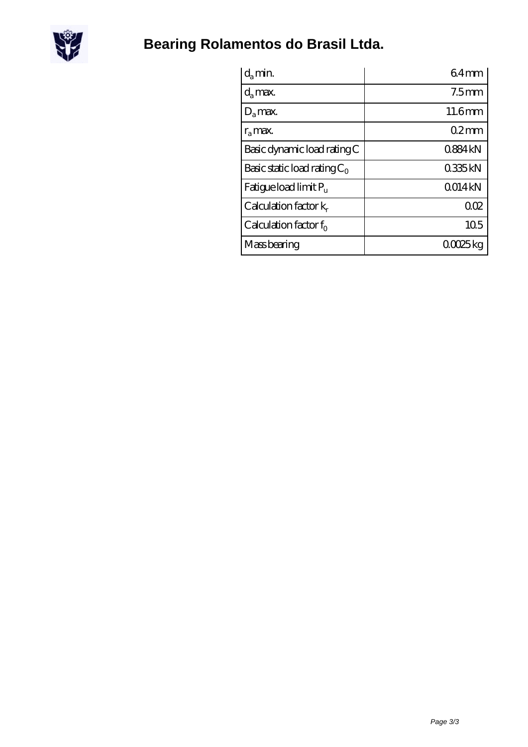# Bearing Rolamentos do Brasil Ltda.

| | |
|---|---|
| $d_a$ min. | 6.4 mm |
| $d_a$ max. | 7.5 mm |
| $D_a$ max. | 11.6 mm |
| $r_a$ max. | 0.2 mm |
| Basic dynamic load rating C | 0.884 kN |
| Basic static load rating $C_0$ | 0.335 kN |
| Fatigue load limit $P_u$ | 0.014 kN |
| Calculation factor $k_r$ | 0.02 |
| Calculation factor $f_0$ | 10.5 |
| Mass bearing | 0.0025 kg |